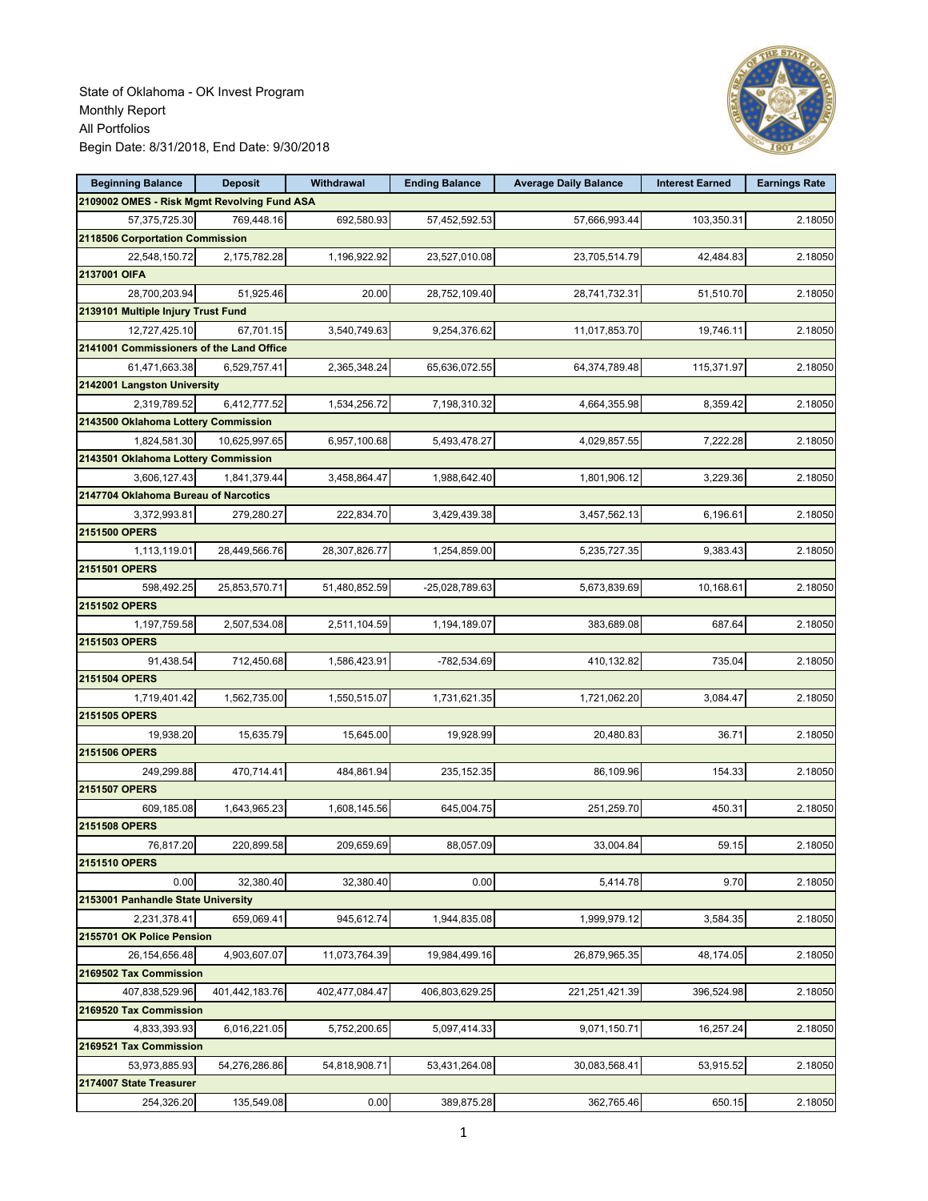State of Oklahoma - OK Invest Program
Monthly Report
All Portfolios
Begin Date: 8/31/2018, End Date: 9/30/2018

| Beginning Balance | Deposit | Withdrawal | Ending Balance | Average Daily Balance | Interest Earned | Earnings Rate |
|---|---|---|---|---|---|---|
| **2109002 OMES - Risk Mgmt Revolving Fund ASA** | | | | | | |
| 57,375,725.30 | 769,448.16 | 692,580.93 | 57,452,592.53 | 57,666,993.44 | 103,350.31 | 2.18050 |
| **2118506 Corportation Commission** | | | | | | |
| 22,548,150.72 | 2,175,782.28 | 1,196,922.92 | 23,527,010.08 | 23,705,514.79 | 42,484.83 | 2.18050 |
| **2137001 OIFA** | | | | | | |
| 28,700,203.94 | 51,925.46 | 20.00 | 28,752,109.40 | 28,741,732.31 | 51,510.70 | 2.18050 |
| **2139101 Multiple Injury Trust Fund** | | | | | | |
| 12,727,425.10 | 67,701.15 | 3,540,749.63 | 9,254,376.62 | 11,017,853.70 | 19,746.11 | 2.18050 |
| **2141001 Commissioners of the Land Office** | | | | | | |
| 61,471,663.38 | 6,529,757.41 | 2,365,348.24 | 65,636,072.55 | 64,374,789.48 | 115,371.97 | 2.18050 |
| **2142001 Langston University** | | | | | | |
| 2,319,789.52 | 6,412,777.52 | 1,534,256.72 | 7,198,310.32 | 4,664,355.98 | 8,359.42 | 2.18050 |
| **2143500 Oklahoma Lottery Commission** | | | | | | |
| 1,824,581.30 | 10,625,997.65 | 6,957,100.68 | 5,493,478.27 | 4,029,857.55 | 7,222.28 | 2.18050 |
| **2143501 Oklahoma Lottery Commission** | | | | | | |
| 3,606,127.43 | 1,841,379.44 | 3,458,864.47 | 1,988,642.40 | 1,801,906.12 | 3,229.36 | 2.18050 |
| **2147704 Oklahoma Bureau of Narcotics** | | | | | | |
| 3,372,993.81 | 279,280.27 | 222,834.70 | 3,429,439.38 | 3,457,562.13 | 6,196.61 | 2.18050 |
| **2151500 OPERS** | | | | | | |
| 1,113,119.01 | 28,449,566.76 | 28,307,826.77 | 1,254,859.00 | 5,235,727.35 | 9,383.43 | 2.18050 |
| **2151501 OPERS** | | | | | | |
| 598,492.25 | 25,853,570.71 | 51,480,852.59 | -25,028,789.63 | 5,673,839.69 | 10,168.61 | 2.18050 |
| **2151502 OPERS** | | | | | | |
| 1,197,759.58 | 2,507,534.08 | 2,511,104.59 | 1,194,189.07 | 383,689.08 | 687.64 | 2.18050 |
| **2151503 OPERS** | | | | | | |
| 91,438.54 | 712,450.68 | 1,586,423.91 | -782,534.69 | 410,132.82 | 735.04 | 2.18050 |
| **2151504 OPERS** | | | | | | |
| 1,719,401.42 | 1,562,735.00 | 1,550,515.07 | 1,731,621.35 | 1,721,062.20 | 3,084.47 | 2.18050 |
| **2151505 OPERS** | | | | | | |
| 19,938.20 | 15,635.79 | 15,645.00 | 19,928.99 | 20,480.83 | 36.71 | 2.18050 |
| **2151506 OPERS** | | | | | | |
| 249,299.88 | 470,714.41 | 484,861.94 | 235,152.35 | 86,109.96 | 154.33 | 2.18050 |
| **2151507 OPERS** | | | | | | |
| 609,185.08 | 1,643,965.23 | 1,608,145.56 | 645,004.75 | 251,259.70 | 450.31 | 2.18050 |
| **2151508 OPERS** | | | | | | |
| 76,817.20 | 220,899.58 | 209,659.69 | 88,057.09 | 33,004.84 | 59.15 | 2.18050 |
| **2151510 OPERS** | | | | | | |
| 0.00 | 32,380.40 | 32,380.40 | 0.00 | 5,414.78 | 9.70 | 2.18050 |
| **2153001 Panhandle State University** | | | | | | |
| 2,231,378.41 | 659,069.41 | 945,612.74 | 1,944,835.08 | 1,999,979.12 | 3,584.35 | 2.18050 |
| **2155701 OK Police Pension** | | | | | | |
| 26,154,656.48 | 4,903,607.07 | 11,073,764.39 | 19,984,499.16 | 26,879,965.35 | 48,174.05 | 2.18050 |
| **2169502 Tax Commission** | | | | | | |
| 407,838,529.96 | 401,442,183.76 | 402,477,084.47 | 406,803,629.25 | 221,251,421.39 | 396,524.98 | 2.18050 |
| **2169520 Tax Commission** | | | | | | |
| 4,833,393.93 | 6,016,221.05 | 5,752,200.65 | 5,097,414.33 | 9,071,150.71 | 16,257.24 | 2.18050 |
| **2169521 Tax Commission** | | | | | | |
| 53,973,885.93 | 54,276,286.86 | 54,818,908.71 | 53,431,264.08 | 30,083,568.41 | 53,915.52 | 2.18050 |
| **2174007 State Treasurer** | | | | | | |
| 254,326.20 | 135,549.08 | 0.00 | 389,875.28 | 362,765.46 | 650.15 | 2.18050 |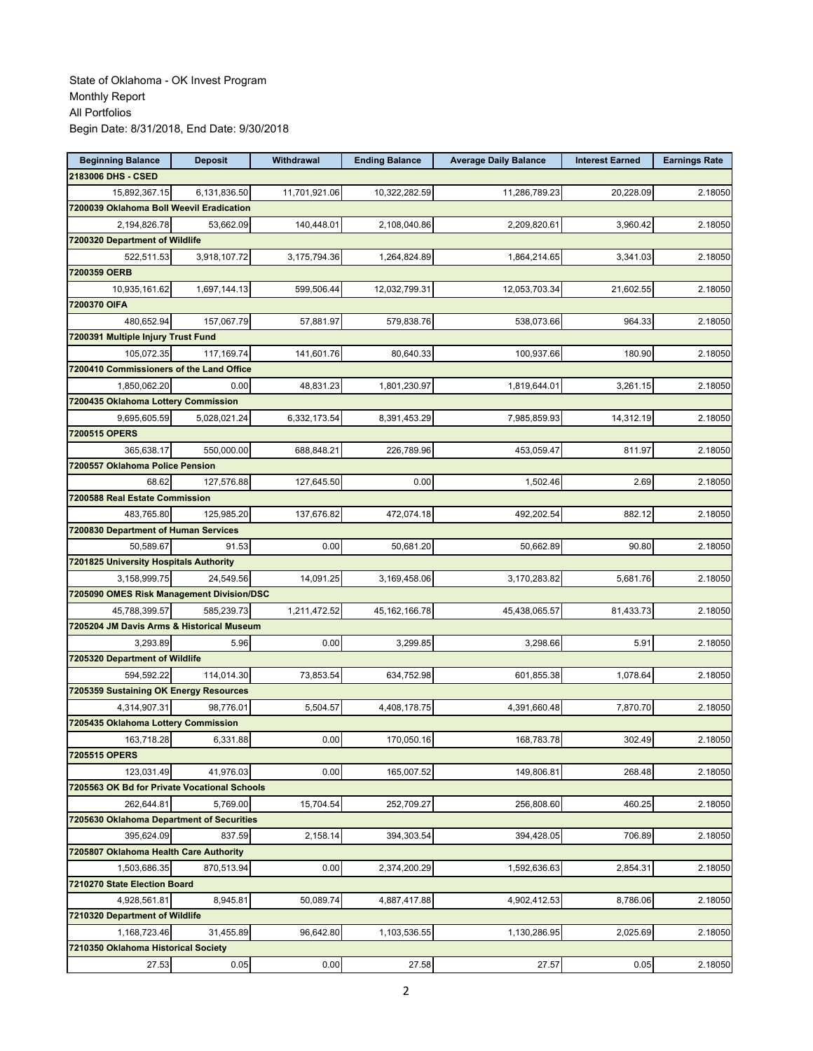State of Oklahoma - OK Invest Program
Monthly Report
All Portfolios
Begin Date: 8/31/2018, End Date: 9/30/2018

| Beginning Balance | Deposit | Withdrawal | Ending Balance | Average Daily Balance | Interest Earned | Earnings Rate |
|---|---|---|---|---|---|---|
| **2183006 DHS - CSED** | | | | | | |
| 15,892,367.15 | 6,131,836.50 | 11,701,921.06 | 10,322,282.59 | 11,286,789.23 | 20,228.09 | 2.18050 |
| **7200039 Oklahoma Boll Weevil Eradication** | | | | | | |
| 2,194,826.78 | 53,662.09 | 140,448.01 | 2,108,040.86 | 2,209,820.61 | 3,960.42 | 2.18050 |
| **7200320 Department of Wildlife** | | | | | | |
| 522,511.53 | 3,918,107.72 | 3,175,794.36 | 1,264,824.89 | 1,864,214.65 | 3,341.03 | 2.18050 |
| **7200359 OERB** | | | | | | |
| 10,935,161.62 | 1,697,144.13 | 599,506.44 | 12,032,799.31 | 12,053,703.34 | 21,602.55 | 2.18050 |
| **7200370 OIFA** | | | | | | |
| 480,652.94 | 157,067.79 | 57,881.97 | 579,838.76 | 538,073.66 | 964.33 | 2.18050 |
| **7200391 Multiple Injury Trust Fund** | | | | | | |
| 105,072.35 | 117,169.74 | 141,601.76 | 80,640.33 | 100,937.66 | 180.90 | 2.18050 |
| **7200410 Commissioners of the Land Office** | | | | | | |
| 1,850,062.20 | 0.00 | 48,831.23 | 1,801,230.97 | 1,819,644.01 | 3,261.15 | 2.18050 |
| **7200435 Oklahoma Lottery Commission** | | | | | | |
| 9,695,605.59 | 5,028,021.24 | 6,332,173.54 | 8,391,453.29 | 7,985,859.93 | 14,312.19 | 2.18050 |
| **7200515 OPERS** | | | | | | |
| 365,638.17 | 550,000.00 | 688,848.21 | 226,789.96 | 453,059.47 | 811.97 | 2.18050 |
| **7200557 Oklahoma Police Pension** | | | | | | |
| 68.62 | 127,576.88 | 127,645.50 | 0.00 | 1,502.46 | 2.69 | 2.18050 |
| **7200588 Real Estate Commission** | | | | | | |
| 483,765.80 | 125,985.20 | 137,676.82 | 472,074.18 | 492,202.54 | 882.12 | 2.18050 |
| **7200830 Department of Human Services** | | | | | | |
| 50,589.67 | 91.53 | 0.00 | 50,681.20 | 50,662.89 | 90.80 | 2.18050 |
| **7201825 University Hospitals Authority** | | | | | | |
| 3,158,999.75 | 24,549.56 | 14,091.25 | 3,169,458.06 | 3,170,283.82 | 5,681.76 | 2.18050 |
| **7205090 OMES Risk Management Division/DSC** | | | | | | |
| 45,788,399.57 | 585,239.73 | 1,211,472.52 | 45,162,166.78 | 45,438,065.57 | 81,433.73 | 2.18050 |
| **7205204 JM Davis Arms & Historical Museum** | | | | | | |
| 3,293.89 | 5.96 | 0.00 | 3,299.85 | 3,298.66 | 5.91 | 2.18050 |
| **7205320 Department of Wildlife** | | | | | | |
| 594,592.22 | 114,014.30 | 73,853.54 | 634,752.98 | 601,855.38 | 1,078.64 | 2.18050 |
| **7205359 Sustaining OK Energy Resources** | | | | | | |
| 4,314,907.31 | 98,776.01 | 5,504.57 | 4,408,178.75 | 4,391,660.48 | 7,870.70 | 2.18050 |
| **7205435 Oklahoma Lottery Commission** | | | | | | |
| 163,718.28 | 6,331.88 | 0.00 | 170,050.16 | 168,783.78 | 302.49 | 2.18050 |
| **7205515 OPERS** | | | | | | |
| 123,031.49 | 41,976.03 | 0.00 | 165,007.52 | 149,806.81 | 268.48 | 2.18050 |
| **7205563 OK Bd for Private Vocational Schools** | | | | | | |
| 262,644.81 | 5,769.00 | 15,704.54 | 252,709.27 | 256,808.60 | 460.25 | 2.18050 |
| **7205630 Oklahoma Department of Securities** | | | | | | |
| 395,624.09 | 837.59 | 2,158.14 | 394,303.54 | 394,428.05 | 706.89 | 2.18050 |
| **7205807 Oklahoma Health Care Authority** | | | | | | |
| 1,503,686.35 | 870,513.94 | 0.00 | 2,374,200.29 | 1,592,636.63 | 2,854.31 | 2.18050 |
| **7210270 State Election Board** | | | | | | |
| 4,928,561.81 | 8,945.81 | 50,089.74 | 4,887,417.88 | 4,902,412.53 | 8,786.06 | 2.18050 |
| **7210320 Department of Wildlife** | | | | | | |
| 1,168,723.46 | 31,455.89 | 96,642.80 | 1,103,536.55 | 1,130,286.95 | 2,025.69 | 2.18050 |
| **7210350 Oklahoma Historical Society** | | | | | | |
| 27.53 | 0.05 | 0.00 | 27.58 | 27.57 | 0.05 | 2.18050 |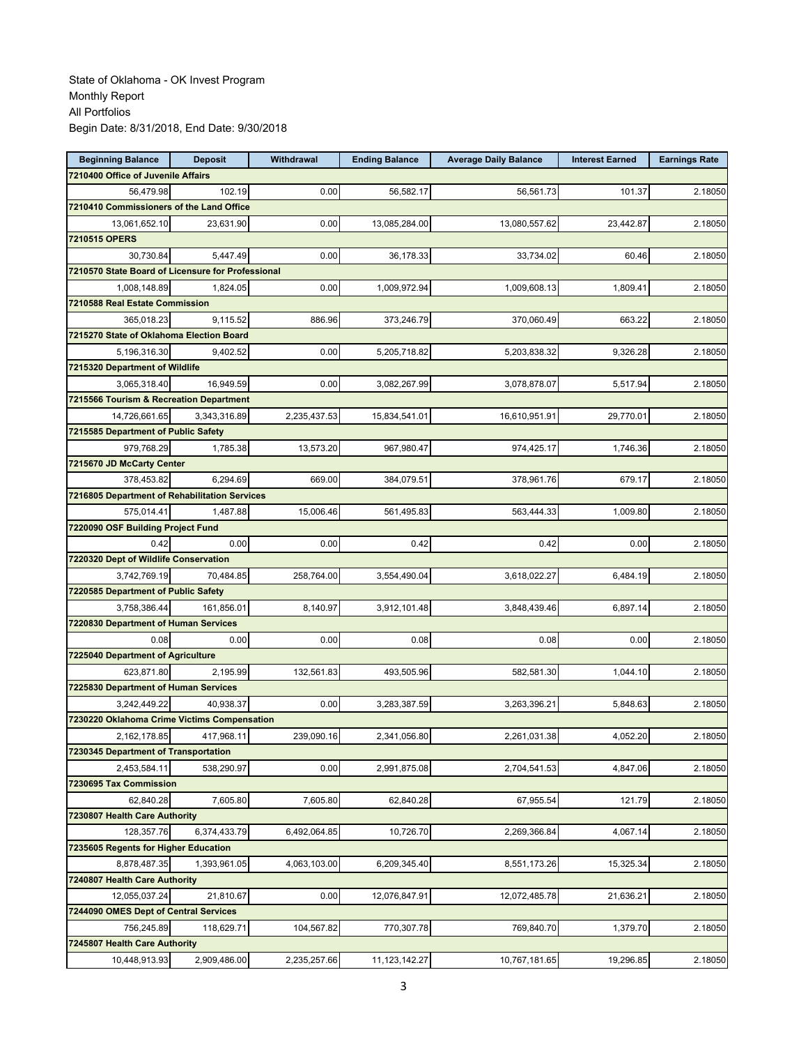State of Oklahoma - OK Invest Program
Monthly Report
All Portfolios
Begin Date: 8/31/2018, End Date: 9/30/2018

| Beginning Balance | Deposit | Withdrawal | Ending Balance | Average Daily Balance | Interest Earned | Earnings Rate |
|---|---|---|---|---|---|---|
| **7210400 Office of Juvenile Affairs** | | | | | | |
| 56,479.98 | 102.19 | 0.00 | 56,582.17 | 56,561.73 | 101.37 | 2.18050 |
| **7210410 Commissioners of the Land Office** | | | | | | |
| 13,061,652.10 | 23,631.90 | 0.00 | 13,085,284.00 | 13,080,557.62 | 23,442.87 | 2.18050 |
| **7210515 OPERS** | | | | | | |
| 30,730.84 | 5,447.49 | 0.00 | 36,178.33 | 33,734.02 | 60.46 | 2.18050 |
| **7210570 State Board of Licensure for Professional** | | | | | | |
| 1,008,148.89 | 1,824.05 | 0.00 | 1,009,972.94 | 1,009,608.13 | 1,809.41 | 2.18050 |
| **7210588 Real Estate Commission** | | | | | | |
| 365,018.23 | 9,115.52 | 886.96 | 373,246.79 | 370,060.49 | 663.22 | 2.18050 |
| **7215270 State of Oklahoma Election Board** | | | | | | |
| 5,196,316.30 | 9,402.52 | 0.00 | 5,205,718.82 | 5,203,838.32 | 9,326.28 | 2.18050 |
| **7215320 Department of Wildlife** | | | | | | |
| 3,065,318.40 | 16,949.59 | 0.00 | 3,082,267.99 | 3,078,878.07 | 5,517.94 | 2.18050 |
| **7215566 Tourism & Recreation Department** | | | | | | |
| 14,726,661.65 | 3,343,316.89 | 2,235,437.53 | 15,834,541.01 | 16,610,951.91 | 29,770.01 | 2.18050 |
| **7215585 Department of Public Safety** | | | | | | |
| 979,768.29 | 1,785.38 | 13,573.20 | 967,980.47 | 974,425.17 | 1,746.36 | 2.18050 |
| **7215670 JD McCarty Center** | | | | | | |
| 378,453.82 | 6,294.69 | 669.00 | 384,079.51 | 378,961.76 | 679.17 | 2.18050 |
| **7216805 Department of Rehabilitation Services** | | | | | | |
| 575,014.41 | 1,487.88 | 15,006.46 | 561,495.83 | 563,444.33 | 1,009.80 | 2.18050 |
| **7220090 OSF Building Project Fund** | | | | | | |
| 0.42 | 0.00 | 0.00 | 0.42 | 0.42 | 0.00 | 2.18050 |
| **7220320 Dept of Wildlife Conservation** | | | | | | |
| 3,742,769.19 | 70,484.85 | 258,764.00 | 3,554,490.04 | 3,618,022.27 | 6,484.19 | 2.18050 |
| **7220585 Department of Public Safety** | | | | | | |
| 3,758,386.44 | 161,856.01 | 8,140.97 | 3,912,101.48 | 3,848,439.46 | 6,897.14 | 2.18050 |
| **7220830 Department of Human Services** | | | | | | |
| 0.08 | 0.00 | 0.00 | 0.08 | 0.08 | 0.00 | 2.18050 |
| **7225040 Department of Agriculture** | | | | | | |
| 623,871.80 | 2,195.99 | 132,561.83 | 493,505.96 | 582,581.30 | 1,044.10 | 2.18050 |
| **7225830 Department of Human Services** | | | | | | |
| 3,242,449.22 | 40,938.37 | 0.00 | 3,283,387.59 | 3,263,396.21 | 5,848.63 | 2.18050 |
| **7230220 Oklahoma Crime Victims Compensation** | | | | | | |
| 2,162,178.85 | 417,968.11 | 239,090.16 | 2,341,056.80 | 2,261,031.38 | 4,052.20 | 2.18050 |
| **7230345 Department of Transportation** | | | | | | |
| 2,453,584.11 | 538,290.97 | 0.00 | 2,991,875.08 | 2,704,541.53 | 4,847.06 | 2.18050 |
| **7230695 Tax Commission** | | | | | | |
| 62,840.28 | 7,605.80 | 7,605.80 | 62,840.28 | 67,955.54 | 121.79 | 2.18050 |
| **7230807 Health Care Authority** | | | | | | |
| 128,357.76 | 6,374,433.79 | 6,492,064.85 | 10,726.70 | 2,269,366.84 | 4,067.14 | 2.18050 |
| **7235605 Regents for Higher Education** | | | | | | |
| 8,878,487.35 | 1,393,961.05 | 4,063,103.00 | 6,209,345.40 | 8,551,173.26 | 15,325.34 | 2.18050 |
| **7240807 Health Care Authority** | | | | | | |
| 12,055,037.24 | 21,810.67 | 0.00 | 12,076,847.91 | 12,072,485.78 | 21,636.21 | 2.18050 |
| **7244090 OMES Dept of Central Services** | | | | | | |
| 756,245.89 | 118,629.71 | 104,567.82 | 770,307.78 | 769,840.70 | 1,379.70 | 2.18050 |
| **7245807 Health Care Authority** | | | | | | |
| 10,448,913.93 | 2,909,486.00 | 2,235,257.66 | 11,123,142.27 | 10,767,181.65 | 19,296.85 | 2.18050 |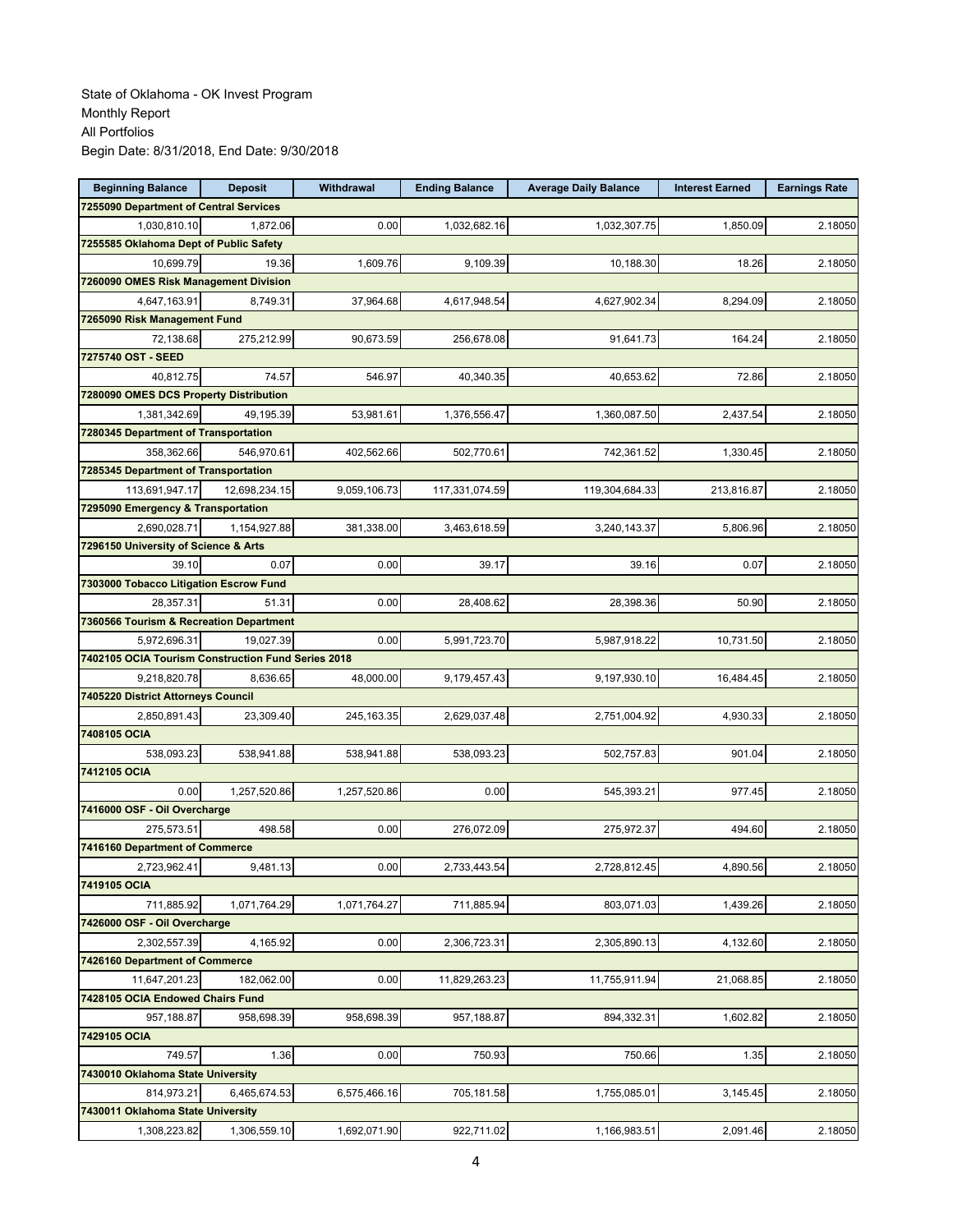State of Oklahoma - OK Invest Program
Monthly Report
All Portfolios
Begin Date: 8/31/2018, End Date: 9/30/2018

| Beginning Balance | Deposit | Withdrawal | Ending Balance | Average Daily Balance | Interest Earned | Earnings Rate |
|---|---|---|---|---|---|---|
| **7255090 Department of Central Services** | | | | | | |
| 1,030,810.10 | 1,872.06 | 0.00 | 1,032,682.16 | 1,032,307.75 | 1,850.09 | 2.18050 |
| **7255585 Oklahoma Dept of Public Safety** | | | | | | |
| 10,699.79 | 19.36 | 1,609.76 | 9,109.39 | 10,188.30 | 18.26 | 2.18050 |
| **7260090 OMES Risk Management Division** | | | | | | |
| 4,647,163.91 | 8,749.31 | 37,964.68 | 4,617,948.54 | 4,627,902.34 | 8,294.09 | 2.18050 |
| **7265090 Risk Management Fund** | | | | | | |
| 72,138.68 | 275,212.99 | 90,673.59 | 256,678.08 | 91,641.73 | 164.24 | 2.18050 |
| **7275740 OST - SEED** | | | | | | |
| 40,812.75 | 74.57 | 546.97 | 40,340.35 | 40,653.62 | 72.86 | 2.18050 |
| **7280090 OMES DCS Property Distribution** | | | | | | |
| 1,381,342.69 | 49,195.39 | 53,981.61 | 1,376,556.47 | 1,360,087.50 | 2,437.54 | 2.18050 |
| **7280345 Department of Transportation** | | | | | | |
| 358,362.66 | 546,970.61 | 402,562.66 | 502,770.61 | 742,361.52 | 1,330.45 | 2.18050 |
| **7285345 Department of Transportation** | | | | | | |
| 113,691,947.17 | 12,698,234.15 | 9,059,106.73 | 117,331,074.59 | 119,304,684.33 | 213,816.87 | 2.18050 |
| **7295090 Emergency & Transportation** | | | | | | |
| 2,690,028.71 | 1,154,927.88 | 381,338.00 | 3,463,618.59 | 3,240,143.37 | 5,806.96 | 2.18050 |
| **7296150 University of Science & Arts** | | | | | | |
| 39.10 | 0.07 | 0.00 | 39.17 | 39.16 | 0.07 | 2.18050 |
| **7303000 Tobacco Litigation Escrow Fund** | | | | | | |
| 28,357.31 | 51.31 | 0.00 | 28,408.62 | 28,398.36 | 50.90 | 2.18050 |
| **7360566 Tourism & Recreation Department** | | | | | | |
| 5,972,696.31 | 19,027.39 | 0.00 | 5,991,723.70 | 5,987,918.22 | 10,731.50 | 2.18050 |
| **7402105 OCIA Tourism Construction Fund Series 2018** | | | | | | |
| 9,218,820.78 | 8,636.65 | 48,000.00 | 9,179,457.43 | 9,197,930.10 | 16,484.45 | 2.18050 |
| **7405220 District Attorneys Council** | | | | | | |
| 2,850,891.43 | 23,309.40 | 245,163.35 | 2,629,037.48 | 2,751,004.92 | 4,930.33 | 2.18050 |
| **7408105 OCIA** | | | | | | |
| 538,093.23 | 538,941.88 | 538,941.88 | 538,093.23 | 502,757.83 | 901.04 | 2.18050 |
| **7412105 OCIA** | | | | | | |
| 0.00 | 1,257,520.86 | 1,257,520.86 | 0.00 | 545,393.21 | 977.45 | 2.18050 |
| **7416000 OSF - Oil Overcharge** | | | | | | |
| 275,573.51 | 498.58 | 0.00 | 276,072.09 | 275,972.37 | 494.60 | 2.18050 |
| **7416160 Department of Commerce** | | | | | | |
| 2,723,962.41 | 9,481.13 | 0.00 | 2,733,443.54 | 2,728,812.45 | 4,890.56 | 2.18050 |
| **7419105 OCIA** | | | | | | |
| 711,885.92 | 1,071,764.29 | 1,071,764.27 | 711,885.94 | 803,071.03 | 1,439.26 | 2.18050 |
| **7426000 OSF - Oil Overcharge** | | | | | | |
| 2,302,557.39 | 4,165.92 | 0.00 | 2,306,723.31 | 2,305,890.13 | 4,132.60 | 2.18050 |
| **7426160 Department of Commerce** | | | | | | |
| 11,647,201.23 | 182,062.00 | 0.00 | 11,829,263.23 | 11,755,911.94 | 21,068.85 | 2.18050 |
| **7428105 OCIA Endowed Chairs Fund** | | | | | | |
| 957,188.87 | 958,698.39 | 958,698.39 | 957,188.87 | 894,332.31 | 1,602.82 | 2.18050 |
| **7429105 OCIA** | | | | | | |
| 749.57 | 1.36 | 0.00 | 750.93 | 750.66 | 1.35 | 2.18050 |
| **7430010 Oklahoma State University** | | | | | | |
| 814,973.21 | 6,465,674.53 | 6,575,466.16 | 705,181.58 | 1,755,085.01 | 3,145.45 | 2.18050 |
| **7430011 Oklahoma State University** | | | | | | |
| 1,308,223.82 | 1,306,559.10 | 1,692,071.90 | 922,711.02 | 1,166,983.51 | 2,091.46 | 2.18050 |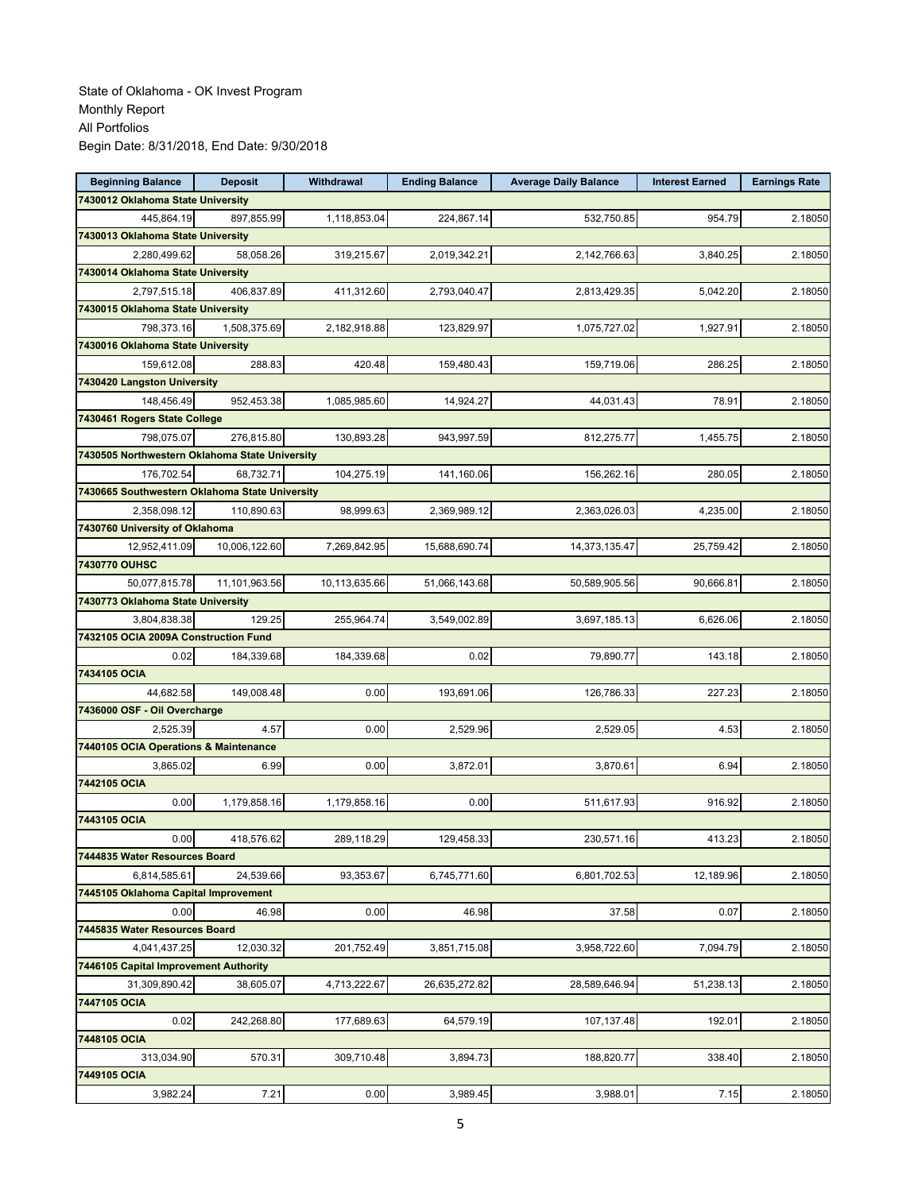State of Oklahoma - OK Invest Program
Monthly Report
All Portfolios
Begin Date: 8/31/2018, End Date: 9/30/2018

| Beginning Balance | Deposit | Withdrawal | Ending Balance | Average Daily Balance | Interest Earned | Earnings Rate |
|---|---|---|---|---|---|---|
| **7430012 Oklahoma State University** | | | | | | |
| 445,864.19 | 897,855.99 | 1,118,853.04 | 224,867.14 | 532,750.85 | 954.79 | 2.18050 |
| **7430013 Oklahoma State University** | | | | | | |
| 2,280,499.62 | 58,058.26 | 319,215.67 | 2,019,342.21 | 2,142,766.63 | 3,840.25 | 2.18050 |
| **7430014 Oklahoma State University** | | | | | | |
| 2,797,515.18 | 406,837.89 | 411,312.60 | 2,793,040.47 | 2,813,429.35 | 5,042.20 | 2.18050 |
| **7430015 Oklahoma State University** | | | | | | |
| 798,373.16 | 1,508,375.69 | 2,182,918.88 | 123,829.97 | 1,075,727.02 | 1,927.91 | 2.18050 |
| **7430016 Oklahoma State University** | | | | | | |
| 159,612.08 | 288.83 | 420.48 | 159,480.43 | 159,719.06 | 286.25 | 2.18050 |
| **7430420 Langston University** | | | | | | |
| 148,456.49 | 952,453.38 | 1,085,985.60 | 14,924.27 | 44,031.43 | 78.91 | 2.18050 |
| **7430461 Rogers State College** | | | | | | |
| 798,075.07 | 276,815.80 | 130,893.28 | 943,997.59 | 812,275.77 | 1,455.75 | 2.18050 |
| **7430505 Northwestern Oklahoma State University** | | | | | | |
| 176,702.54 | 68,732.71 | 104,275.19 | 141,160.06 | 156,262.16 | 280.05 | 2.18050 |
| **7430665 Southwestern Oklahoma State University** | | | | | | |
| 2,358,098.12 | 110,890.63 | 98,999.63 | 2,369,989.12 | 2,363,026.03 | 4,235.00 | 2.18050 |
| **7430760 University of Oklahoma** | | | | | | |
| 12,952,411.09 | 10,006,122.60 | 7,269,842.95 | 15,688,690.74 | 14,373,135.47 | 25,759.42 | 2.18050 |
| **7430770 OUHSC** | | | | | | |
| 50,077,815.78 | 11,101,963.56 | 10,113,635.66 | 51,066,143.68 | 50,589,905.56 | 90,666.81 | 2.18050 |
| **7430773 Oklahoma State University** | | | | | | |
| 3,804,838.38 | 129.25 | 255,964.74 | 3,549,002.89 | 3,697,185.13 | 6,626.06 | 2.18050 |
| **7432105 OCIA 2009A Construction Fund** | | | | | | |
| 0.02 | 184,339.68 | 184,339.68 | 0.02 | 79,890.77 | 143.18 | 2.18050 |
| **7434105 OCIA** | | | | | | |
| 44,682.58 | 149,008.48 | 0.00 | 193,691.06 | 126,786.33 | 227.23 | 2.18050 |
| **7436000 OSF - Oil Overcharge** | | | | | | |
| 2,525.39 | 4.57 | 0.00 | 2,529.96 | 2,529.05 | 4.53 | 2.18050 |
| **7440105 OCIA Operations & Maintenance** | | | | | | |
| 3,865.02 | 6.99 | 0.00 | 3,872.01 | 3,870.61 | 6.94 | 2.18050 |
| **7442105 OCIA** | | | | | | |
| 0.00 | 1,179,858.16 | 1,179,858.16 | 0.00 | 511,617.93 | 916.92 | 2.18050 |
| **7443105 OCIA** | | | | | | |
| 0.00 | 418,576.62 | 289,118.29 | 129,458.33 | 230,571.16 | 413.23 | 2.18050 |
| **7444835 Water Resources Board** | | | | | | |
| 6,814,585.61 | 24,539.66 | 93,353.67 | 6,745,771.60 | 6,801,702.53 | 12,189.96 | 2.18050 |
| **7445105 Oklahoma Capital Improvement** | | | | | | |
| 0.00 | 46.98 | 0.00 | 46.98 | 37.58 | 0.07 | 2.18050 |
| **7445835 Water Resources Board** | | | | | | |
| 4,041,437.25 | 12,030.32 | 201,752.49 | 3,851,715.08 | 3,958,722.60 | 7,094.79 | 2.18050 |
| **7446105 Capital Improvement Authority** | | | | | | |
| 31,309,890.42 | 38,605.07 | 4,713,222.67 | 26,635,272.82 | 28,589,646.94 | 51,238.13 | 2.18050 |
| **7447105 OCIA** | | | | | | |
| 0.02 | 242,268.80 | 177,689.63 | 64,579.19 | 107,137.48 | 192.01 | 2.18050 |
| **7448105 OCIA** | | | | | | |
| 313,034.90 | 570.31 | 309,710.48 | 3,894.73 | 188,820.77 | 338.40 | 2.18050 |
| **7449105 OCIA** | | | | | | |
| 3,982.24 | 7.21 | 0.00 | 3,989.45 | 3,988.01 | 7.15 | 2.18050 |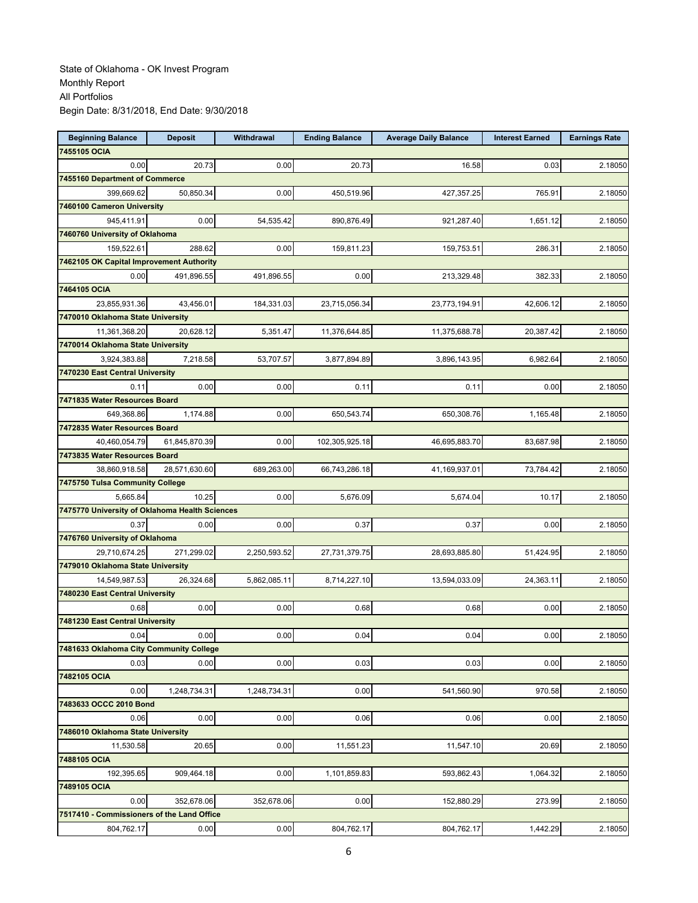State of Oklahoma - OK Invest Program
Monthly Report
All Portfolios
Begin Date: 8/31/2018, End Date: 9/30/2018

| Beginning Balance | Deposit | Withdrawal | Ending Balance | Average Daily Balance | Interest Earned | Earnings Rate |
|---|---|---|---|---|---|---|
| **7455105 OCIA** | | | | | | |
| 0.00 | 20.73 | 0.00 | 20.73 | 16.58 | 0.03 | 2.18050 |
| **7455160 Department of Commerce** | | | | | | |
| 399,669.62 | 50,850.34 | 0.00 | 450,519.96 | 427,357.25 | 765.91 | 2.18050 |
| **7460100 Cameron University** | | | | | | |
| 945,411.91 | 0.00 | 54,535.42 | 890,876.49 | 921,287.40 | 1,651.12 | 2.18050 |
| **7460760 University of Oklahoma** | | | | | | |
| 159,522.61 | 288.62 | 0.00 | 159,811.23 | 159,753.51 | 286.31 | 2.18050 |
| **7462105 OK Capital Improvement Authority** | | | | | | |
| 0.00 | 491,896.55 | 491,896.55 | 0.00 | 213,329.48 | 382.33 | 2.18050 |
| **7464105 OCIA** | | | | | | |
| 23,855,931.36 | 43,456.01 | 184,331.03 | 23,715,056.34 | 23,773,194.91 | 42,606.12 | 2.18050 |
| **7470010 Oklahoma State University** | | | | | | |
| 11,361,368.20 | 20,628.12 | 5,351.47 | 11,376,644.85 | 11,375,688.78 | 20,387.42 | 2.18050 |
| **7470014 Oklahoma State University** | | | | | | |
| 3,924,383.88 | 7,218.58 | 53,707.57 | 3,877,894.89 | 3,896,143.95 | 6,982.64 | 2.18050 |
| **7470230 East Central University** | | | | | | |
| 0.11 | 0.00 | 0.00 | 0.11 | 0.11 | 0.00 | 2.18050 |
| **7471835 Water Resources Board** | | | | | | |
| 649,368.86 | 1,174.88 | 0.00 | 650,543.74 | 650,308.76 | 1,165.48 | 2.18050 |
| **7472835 Water Resources Board** | | | | | | |
| 40,460,054.79 | 61,845,870.39 | 0.00 | 102,305,925.18 | 46,695,883.70 | 83,687.98 | 2.18050 |
| **7473835 Water Resources Board** | | | | | | |
| 38,860,918.58 | 28,571,630.60 | 689,263.00 | 66,743,286.18 | 41,169,937.01 | 73,784.42 | 2.18050 |
| **7475750 Tulsa Community College** | | | | | | |
| 5,665.84 | 10.25 | 0.00 | 5,676.09 | 5,674.04 | 10.17 | 2.18050 |
| **7475770 University of Oklahoma Health Sciences** | | | | | | |
| 0.37 | 0.00 | 0.00 | 0.37 | 0.37 | 0.00 | 2.18050 |
| **7476760 University of Oklahoma** | | | | | | |
| 29,710,674.25 | 271,299.02 | 2,250,593.52 | 27,731,379.75 | 28,693,885.80 | 51,424.95 | 2.18050 |
| **7479010 Oklahoma State University** | | | | | | |
| 14,549,987.53 | 26,324.68 | 5,862,085.11 | 8,714,227.10 | 13,594,033.09 | 24,363.11 | 2.18050 |
| **7480230 East Central University** | | | | | | |
| 0.68 | 0.00 | 0.00 | 0.68 | 0.68 | 0.00 | 2.18050 |
| **7481230 East Central University** | | | | | | |
| 0.04 | 0.00 | 0.00 | 0.04 | 0.04 | 0.00 | 2.18050 |
| **7481633 Oklahoma City Community College** | | | | | | |
| 0.03 | 0.00 | 0.00 | 0.03 | 0.03 | 0.00 | 2.18050 |
| **7482105 OCIA** | | | | | | |
| 0.00 | 1,248,734.31 | 1,248,734.31 | 0.00 | 541,560.90 | 970.58 | 2.18050 |
| **7483633 OCCC 2010 Bond** | | | | | | |
| 0.06 | 0.00 | 0.00 | 0.06 | 0.06 | 0.00 | 2.18050 |
| **7486010 Oklahoma State University** | | | | | | |
| 11,530.58 | 20.65 | 0.00 | 11,551.23 | 11,547.10 | 20.69 | 2.18050 |
| **7488105 OCIA** | | | | | | |
| 192,395.65 | 909,464.18 | 0.00 | 1,101,859.83 | 593,862.43 | 1,064.32 | 2.18050 |
| **7489105 OCIA** | | | | | | |
| 0.00 | 352,678.06 | 352,678.06 | 0.00 | 152,880.29 | 273.99 | 2.18050 |
| **7517410 - Commissioners of the Land Office** | | | | | | |
| 804,762.17 | 0.00 | 0.00 | 804,762.17 | 804,762.17 | 1,442.29 | 2.18050 |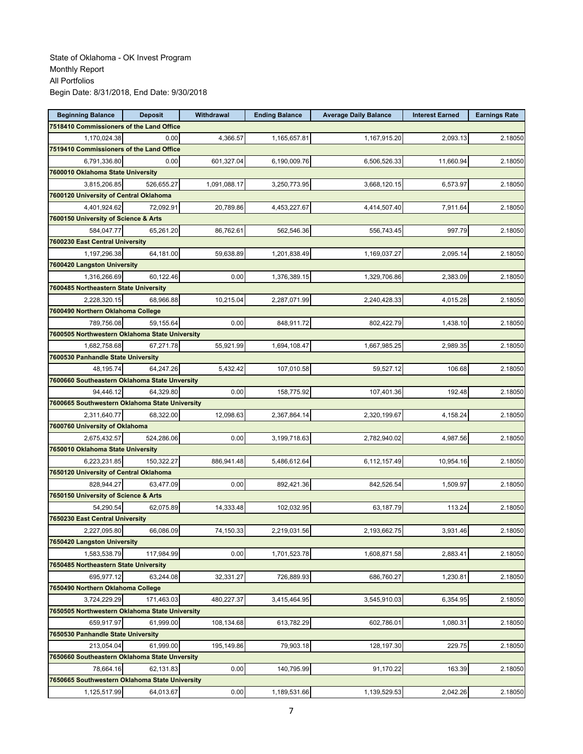State of Oklahoma - OK Invest Program
Monthly Report
All Portfolios
Begin Date: 8/31/2018, End Date: 9/30/2018

| Beginning Balance | Deposit | Withdrawal | Ending Balance | Average Daily Balance | Interest Earned | Earnings Rate |
|---|---|---|---|---|---|---|
| **7518410 Commissioners of the Land Office** | | | | | | |
| 1,170,024.38 | 0.00 | 4,366.57 | 1,165,657.81 | 1,167,915.20 | 2,093.13 | 2.18050 |
| **7519410 Commissioners of the Land Office** | | | | | | |
| 6,791,336.80 | 0.00 | 601,327.04 | 6,190,009.76 | 6,506,526.33 | 11,660.94 | 2.18050 |
| **7600010 Oklahoma State University** | | | | | | |
| 3,815,206.85 | 526,655.27 | 1,091,088.17 | 3,250,773.95 | 3,668,120.15 | 6,573.97 | 2.18050 |
| **7600120 University of Central Oklahoma** | | | | | | |
| 4,401,924.62 | 72,092.91 | 20,789.86 | 4,453,227.67 | 4,414,507.40 | 7,911.64 | 2.18050 |
| **7600150 University of Science & Arts** | | | | | | |
| 584,047.77 | 65,261.20 | 86,762.61 | 562,546.36 | 556,743.45 | 997.79 | 2.18050 |
| **7600230 East Central University** | | | | | | |
| 1,197,296.38 | 64,181.00 | 59,638.89 | 1,201,838.49 | 1,169,037.27 | 2,095.14 | 2.18050 |
| **7600420 Langston University** | | | | | | |
| 1,316,266.69 | 60,122.46 | 0.00 | 1,376,389.15 | 1,329,706.86 | 2,383.09 | 2.18050 |
| **7600485 Northeastern State University** | | | | | | |
| 2,228,320.15 | 68,966.88 | 10,215.04 | 2,287,071.99 | 2,240,428.33 | 4,015.28 | 2.18050 |
| **7600490 Northern Oklahoma College** | | | | | | |
| 789,756.08 | 59,155.64 | 0.00 | 848,911.72 | 802,422.79 | 1,438.10 | 2.18050 |
| **7600505 Northwestern Oklahoma State University** | | | | | | |
| 1,682,758.68 | 67,271.78 | 55,921.99 | 1,694,108.47 | 1,667,985.25 | 2,989.35 | 2.18050 |
| **7600530 Panhandle State University** | | | | | | |
| 48,195.74 | 64,247.26 | 5,432.42 | 107,010.58 | 59,527.12 | 106.68 | 2.18050 |
| **7600660 Southeastern Oklahoma State Unversity** | | | | | | |
| 94,446.12 | 64,329.80 | 0.00 | 158,775.92 | 107,401.36 | 192.48 | 2.18050 |
| **7600665 Southwestern Oklahoma State University** | | | | | | |
| 2,311,640.77 | 68,322.00 | 12,098.63 | 2,367,864.14 | 2,320,199.67 | 4,158.24 | 2.18050 |
| **7600760 University of Oklahoma** | | | | | | |
| 2,675,432.57 | 524,286.06 | 0.00 | 3,199,718.63 | 2,782,940.02 | 4,987.56 | 2.18050 |
| **7650010 Oklahoma State University** | | | | | | |
| 6,223,231.85 | 150,322.27 | 886,941.48 | 5,486,612.64 | 6,112,157.49 | 10,954.16 | 2.18050 |
| **7650120 University of Central Oklahoma** | | | | | | |
| 828,944.27 | 63,477.09 | 0.00 | 892,421.36 | 842,526.54 | 1,509.97 | 2.18050 |
| **7650150 University of Science & Arts** | | | | | | |
| 54,290.54 | 62,075.89 | 14,333.48 | 102,032.95 | 63,187.79 | 113.24 | 2.18050 |
| **7650230 East Central University** | | | | | | |
| 2,227,095.80 | 66,086.09 | 74,150.33 | 2,219,031.56 | 2,193,662.75 | 3,931.46 | 2.18050 |
| **7650420 Langston University** | | | | | | |
| 1,583,538.79 | 117,984.99 | 0.00 | 1,701,523.78 | 1,608,871.58 | 2,883.41 | 2.18050 |
| **7650485 Northeastern State University** | | | | | | |
| 695,977.12 | 63,244.08 | 32,331.27 | 726,889.93 | 686,760.27 | 1,230.81 | 2.18050 |
| **7650490 Northern Oklahoma College** | | | | | | |
| 3,724,229.29 | 171,463.03 | 480,227.37 | 3,415,464.95 | 3,545,910.03 | 6,354.95 | 2.18050 |
| **7650505 Northwestern Oklahoma State University** | | | | | | |
| 659,917.97 | 61,999.00 | 108,134.68 | 613,782.29 | 602,786.01 | 1,080.31 | 2.18050 |
| **7650530 Panhandle State University** | | | | | | |
| 213,054.04 | 61,999.00 | 195,149.86 | 79,903.18 | 128,197.30 | 229.75 | 2.18050 |
| **7650660 Southeastern Oklahoma State Unversity** | | | | | | |
| 78,664.16 | 62,131.83 | 0.00 | 140,795.99 | 91,170.22 | 163.39 | 2.18050 |
| **7650665 Southwestern Oklahoma State University** | | | | | | |
| 1,125,517.99 | 64,013.67 | 0.00 | 1,189,531.66 | 1,139,529.53 | 2,042.26 | 2.18050 |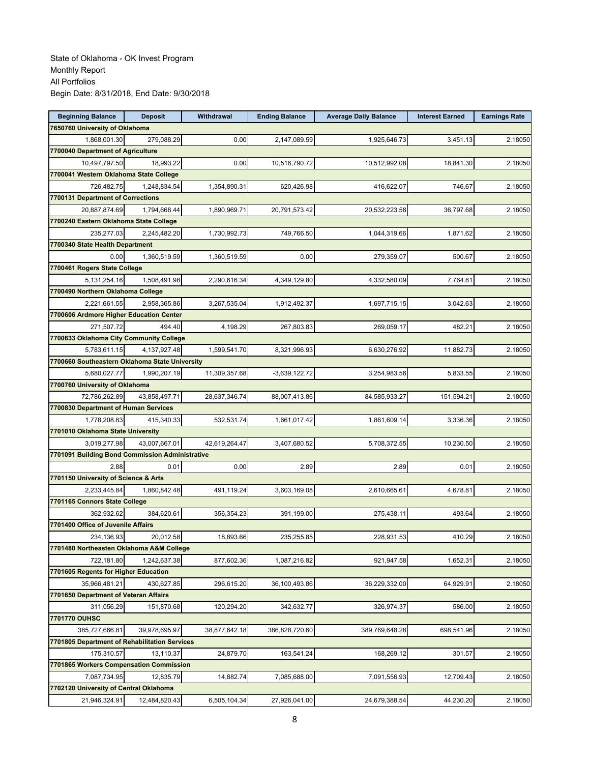State of Oklahoma - OK Invest Program
Monthly Report
All Portfolios
Begin Date: 8/31/2018, End Date: 9/30/2018

| Beginning Balance | Deposit | Withdrawal | Ending Balance | Average Daily Balance | Interest Earned | Earnings Rate |
|---|---|---|---|---|---|---|
| **7650760 University of Oklahoma** | | | | | | |
| 1,868,001.30 | 279,088.29 | 0.00 | 2,147,089.59 | 1,925,646.73 | 3,451.13 | 2.18050 |
| **7700040 Department of Agriculture** | | | | | | |
| 10,497,797.50 | 18,993.22 | 0.00 | 10,516,790.72 | 10,512,992.08 | 18,841.30 | 2.18050 |
| **7700041 Western Oklahoma State College** | | | | | | |
| 726,482.75 | 1,248,834.54 | 1,354,890.31 | 620,426.98 | 416,622.07 | 746.67 | 2.18050 |
| **7700131 Department of Corrections** | | | | | | |
| 20,887,874.69 | 1,794,668.44 | 1,890,969.71 | 20,791,573.42 | 20,532,223.58 | 36,797.68 | 2.18050 |
| **7700240 Eastern Oklahoma State College** | | | | | | |
| 235,277.03 | 2,245,482.20 | 1,730,992.73 | 749,766.50 | 1,044,319.66 | 1,871.62 | 2.18050 |
| **7700340 State Health Department** | | | | | | |
| 0.00 | 1,360,519.59 | 1,360,519.59 | 0.00 | 279,359.07 | 500.67 | 2.18050 |
| **7700461 Rogers State College** | | | | | | |
| 5,131,254.16 | 1,508,491.98 | 2,290,616.34 | 4,349,129.80 | 4,332,580.09 | 7,764.81 | 2.18050 |
| **7700490 Northern Oklahoma College** | | | | | | |
| 2,221,661.55 | 2,958,365.86 | 3,267,535.04 | 1,912,492.37 | 1,697,715.15 | 3,042.63 | 2.18050 |
| **7700606 Ardmore Higher Education Center** | | | | | | |
| 271,507.72 | 494.40 | 4,198.29 | 267,803.83 | 269,059.17 | 482.21 | 2.18050 |
| **7700633 Oklahoma City Community College** | | | | | | |
| 5,783,611.15 | 4,137,927.48 | 1,599,541.70 | 8,321,996.93 | 6,630,276.92 | 11,882.73 | 2.18050 |
| **7700660 Southeastern Oklahoma State University** | | | | | | |
| 5,680,027.77 | 1,990,207.19 | 11,309,357.68 | -3,639,122.72 | 3,254,983.56 | 5,833.55 | 2.18050 |
| **7700760 University of Oklahoma** | | | | | | |
| 72,786,262.89 | 43,858,497.71 | 28,637,346.74 | 88,007,413.86 | 84,585,933.27 | 151,594.21 | 2.18050 |
| **7700830 Department of Human Services** | | | | | | |
| 1,778,208.83 | 415,340.33 | 532,531.74 | 1,661,017.42 | 1,861,609.14 | 3,336.36 | 2.18050 |
| **7701010 Oklahoma State University** | | | | | | |
| 3,019,277.98 | 43,007,667.01 | 42,619,264.47 | 3,407,680.52 | 5,708,372.55 | 10,230.50 | 2.18050 |
| **7701091 Building Bond Commission Administrative** | | | | | | |
| 2.88 | 0.01 | 0.00 | 2.89 | 2.89 | 0.01 | 2.18050 |
| **7701150 University of Science & Arts** | | | | | | |
| 2,233,445.84 | 1,860,842.48 | 491,119.24 | 3,603,169.08 | 2,610,665.61 | 4,678.81 | 2.18050 |
| **7701165 Connors State College** | | | | | | |
| 362,932.62 | 384,620.61 | 356,354.23 | 391,199.00 | 275,438.11 | 493.64 | 2.18050 |
| **7701400 Office of Juvenile Affairs** | | | | | | |
| 234,136.93 | 20,012.58 | 18,893.66 | 235,255.85 | 228,931.53 | 410.29 | 2.18050 |
| **7701480 Northeasten Oklahoma A&M College** | | | | | | |
| 722,181.80 | 1,242,637.38 | 877,602.36 | 1,087,216.82 | 921,947.58 | 1,652.31 | 2.18050 |
| **7701605 Regents for Higher Education** | | | | | | |
| 35,966,481.21 | 430,627.85 | 296,615.20 | 36,100,493.86 | 36,229,332.00 | 64,929.91 | 2.18050 |
| **7701650 Department of Veteran Affairs** | | | | | | |
| 311,056.29 | 151,870.68 | 120,294.20 | 342,632.77 | 326,974.37 | 586.00 | 2.18050 |
| **7701770 OUHSC** | | | | | | |
| 385,727,666.81 | 39,978,695.97 | 38,877,642.18 | 386,828,720.60 | 389,769,648.28 | 698,541.96 | 2.18050 |
| **7701805 Department of Rehabilitation Services** | | | | | | |
| 175,310.57 | 13,110.37 | 24,879.70 | 163,541.24 | 168,269.12 | 301.57 | 2.18050 |
| **7701865 Workers Compensation Commission** | | | | | | |
| 7,087,734.95 | 12,835.79 | 14,882.74 | 7,085,688.00 | 7,091,556.93 | 12,709.43 | 2.18050 |
| **7702120 University of Central Oklahoma** | | | | | | |
| 21,946,324.91 | 12,484,820.43 | 6,505,104.34 | 27,926,041.00 | 24,679,388.54 | 44,230.20 | 2.18050 |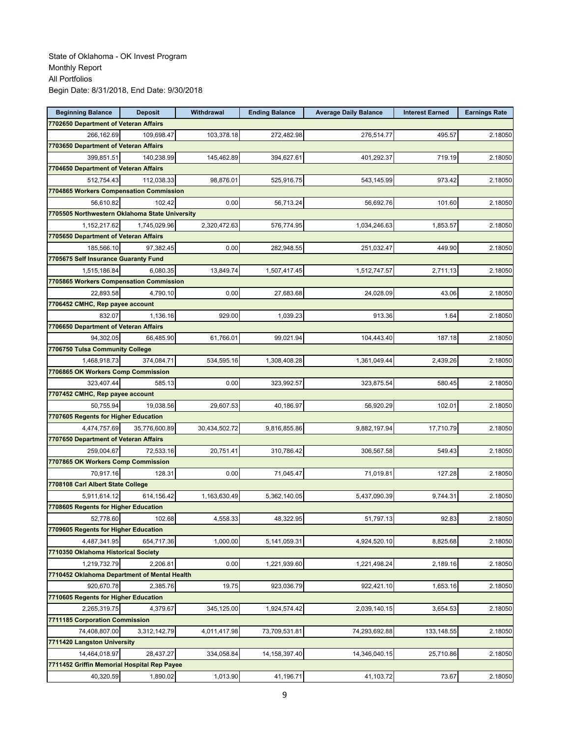State of Oklahoma - OK Invest Program
Monthly Report
All Portfolios
Begin Date: 8/31/2018, End Date: 9/30/2018

| Beginning Balance | Deposit | Withdrawal | Ending Balance | Average Daily Balance | Interest Earned | Earnings Rate |
|---|---|---|---|---|---|---|
| **7702650 Department of Veteran Affairs** | | | | | | |
| 266,162.69 | 109,698.47 | 103,378.18 | 272,482.98 | 276,514.77 | 495.57 | 2.18050 |
| **7703650 Department of Veteran Affairs** | | | | | | |
| 399,851.51 | 140,238.99 | 145,462.89 | 394,627.61 | 401,292.37 | 719.19 | 2.18050 |
| **7704650 Department of Veteran Affairs** | | | | | | |
| 512,754.43 | 112,038.33 | 98,876.01 | 525,916.75 | 543,145.99 | 973.42 | 2.18050 |
| **7704865 Workers Compensation Commission** | | | | | | |
| 56,610.82 | 102.42 | 0.00 | 56,713.24 | 56,692.76 | 101.60 | 2.18050 |
| **7705505 Northwestern Oklahoma State University** | | | | | | |
| 1,152,217.62 | 1,745,029.96 | 2,320,472.63 | 576,774.95 | 1,034,246.63 | 1,853.57 | 2.18050 |
| **7705650 Department of Veteran Affairs** | | | | | | |
| 185,566.10 | 97,382.45 | 0.00 | 282,948.55 | 251,032.47 | 449.90 | 2.18050 |
| **7705675 Self Insurance Guaranty Fund** | | | | | | |
| 1,515,186.84 | 6,080.35 | 13,849.74 | 1,507,417.45 | 1,512,747.57 | 2,711.13 | 2.18050 |
| **7705865 Workers Compensation Commission** | | | | | | |
| 22,893.58 | 4,790.10 | 0.00 | 27,683.68 | 24,028.09 | 43.06 | 2.18050 |
| **7706452 CMHC, Rep payee account** | | | | | | |
| 832.07 | 1,136.16 | 929.00 | 1,039.23 | 913.36 | 1.64 | 2.18050 |
| **7706650 Department of Veteran Affairs** | | | | | | |
| 94,302.05 | 66,485.90 | 61,766.01 | 99,021.94 | 104,443.40 | 187.18 | 2.18050 |
| **7706750 Tulsa Community College** | | | | | | |
| 1,468,918.73 | 374,084.71 | 534,595.16 | 1,308,408.28 | 1,361,049.44 | 2,439.26 | 2.18050 |
| **7706865 OK Workers Comp Commission** | | | | | | |
| 323,407.44 | 585.13 | 0.00 | 323,992.57 | 323,875.54 | 580.45 | 2.18050 |
| **7707452 CMHC, Rep payee account** | | | | | | |
| 50,755.94 | 19,038.56 | 29,607.53 | 40,186.97 | 56,920.29 | 102.01 | 2.18050 |
| **7707605 Regents for Higher Education** | | | | | | |
| 4,474,757.69 | 35,776,600.89 | 30,434,502.72 | 9,816,855.86 | 9,882,197.94 | 17,710.79 | 2.18050 |
| **7707650 Department of Veteran Affairs** | | | | | | |
| 259,004.67 | 72,533.16 | 20,751.41 | 310,786.42 | 306,567.58 | 549.43 | 2.18050 |
| **7707865 OK Workers Comp Commission** | | | | | | |
| 70,917.16 | 128.31 | 0.00 | 71,045.47 | 71,019.81 | 127.28 | 2.18050 |
| **7708108 Carl Albert State College** | | | | | | |
| 5,911,614.12 | 614,156.42 | 1,163,630.49 | 5,362,140.05 | 5,437,090.39 | 9,744.31 | 2.18050 |
| **7708605 Regents for Higher Education** | | | | | | |
| 52,778.60 | 102.68 | 4,558.33 | 48,322.95 | 51,797.13 | 92.83 | 2.18050 |
| **7709605 Regents for Higher Education** | | | | | | |
| 4,487,341.95 | 654,717.36 | 1,000.00 | 5,141,059.31 | 4,924,520.10 | 8,825.68 | 2.18050 |
| **7710350 Oklahoma Historical Society** | | | | | | |
| 1,219,732.79 | 2,206.81 | 0.00 | 1,221,939.60 | 1,221,498.24 | 2,189.16 | 2.18050 |
| **7710452 Oklahoma Department of Mental Health** | | | | | | |
| 920,670.78 | 2,385.76 | 19.75 | 923,036.79 | 922,421.10 | 1,653.16 | 2.18050 |
| **7710605 Regents for Higher Education** | | | | | | |
| 2,265,319.75 | 4,379.67 | 345,125.00 | 1,924,574.42 | 2,039,140.15 | 3,654.53 | 2.18050 |
| **7711185 Corporation Commission** | | | | | | |
| 74,408,807.00 | 3,312,142.79 | 4,011,417.98 | 73,709,531.81 | 74,293,692.88 | 133,148.55 | 2.18050 |
| **7711420 Langston University** | | | | | | |
| 14,464,018.97 | 28,437.27 | 334,058.84 | 14,158,397.40 | 14,346,040.15 | 25,710.86 | 2.18050 |
| **7711452 Griffin Memorial Hospital Rep Payee** | | | | | | |
| 40,320.59 | 1,890.02 | 1,013.90 | 41,196.71 | 41,103.72 | 73.67 | 2.18050 |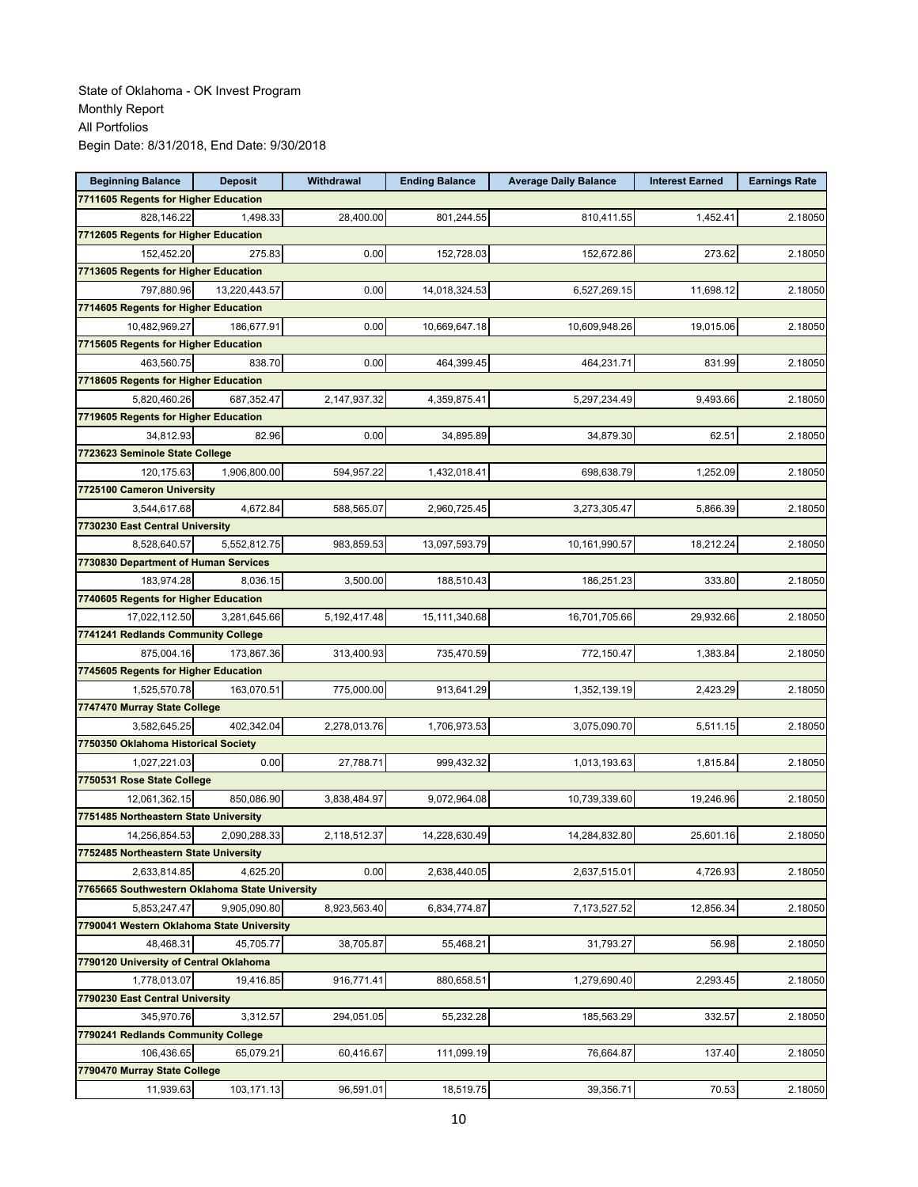State of Oklahoma - OK Invest Program
Monthly Report
All Portfolios
Begin Date: 8/31/2018, End Date: 9/30/2018

| Beginning Balance | Deposit | Withdrawal | Ending Balance | Average Daily Balance | Interest Earned | Earnings Rate |
|---|---|---|---|---|---|---|
| **7711605 Regents for Higher Education** | | | | | | |
| 828,146.22 | 1,498.33 | 28,400.00 | 801,244.55 | 810,411.55 | 1,452.41 | 2.18050 |
| **7712605 Regents for Higher Education** | | | | | | |
| 152,452.20 | 275.83 | 0.00 | 152,728.03 | 152,672.86 | 273.62 | 2.18050 |
| **7713605 Regents for Higher Education** | | | | | | |
| 797,880.96 | 13,220,443.57 | 0.00 | 14,018,324.53 | 6,527,269.15 | 11,698.12 | 2.18050 |
| **7714605 Regents for Higher Education** | | | | | | |
| 10,482,969.27 | 186,677.91 | 0.00 | 10,669,647.18 | 10,609,948.26 | 19,015.06 | 2.18050 |
| **7715605 Regents for Higher Education** | | | | | | |
| 463,560.75 | 838.70 | 0.00 | 464,399.45 | 464,231.71 | 831.99 | 2.18050 |
| **7718605 Regents for Higher Education** | | | | | | |
| 5,820,460.26 | 687,352.47 | 2,147,937.32 | 4,359,875.41 | 5,297,234.49 | 9,493.66 | 2.18050 |
| **7719605 Regents for Higher Education** | | | | | | |
| 34,812.93 | 82.96 | 0.00 | 34,895.89 | 34,879.30 | 62.51 | 2.18050 |
| **7723623 Seminole State College** | | | | | | |
| 120,175.63 | 1,906,800.00 | 594,957.22 | 1,432,018.41 | 698,638.79 | 1,252.09 | 2.18050 |
| **7725100 Cameron University** | | | | | | |
| 3,544,617.68 | 4,672.84 | 588,565.07 | 2,960,725.45 | 3,273,305.47 | 5,866.39 | 2.18050 |
| **7730230 East Central University** | | | | | | |
| 8,528,640.57 | 5,552,812.75 | 983,859.53 | 13,097,593.79 | 10,161,990.57 | 18,212.24 | 2.18050 |
| **7730830 Department of Human Services** | | | | | | |
| 183,974.28 | 8,036.15 | 3,500.00 | 188,510.43 | 186,251.23 | 333.80 | 2.18050 |
| **7740605 Regents for Higher Education** | | | | | | |
| 17,022,112.50 | 3,281,645.66 | 5,192,417.48 | 15,111,340.68 | 16,701,705.66 | 29,932.66 | 2.18050 |
| **7741241 Redlands Community College** | | | | | | |
| 875,004.16 | 173,867.36 | 313,400.93 | 735,470.59 | 772,150.47 | 1,383.84 | 2.18050 |
| **7745605 Regents for Higher Education** | | | | | | |
| 1,525,570.78 | 163,070.51 | 775,000.00 | 913,641.29 | 1,352,139.19 | 2,423.29 | 2.18050 |
| **7747470 Murray State College** | | | | | | |
| 3,582,645.25 | 402,342.04 | 2,278,013.76 | 1,706,973.53 | 3,075,090.70 | 5,511.15 | 2.18050 |
| **7750350 Oklahoma Historical Society** | | | | | | |
| 1,027,221.03 | 0.00 | 27,788.71 | 999,432.32 | 1,013,193.63 | 1,815.84 | 2.18050 |
| **7750531 Rose State College** | | | | | | |
| 12,061,362.15 | 850,086.90 | 3,838,484.97 | 9,072,964.08 | 10,739,339.60 | 19,246.96 | 2.18050 |
| **7751485 Northeastern State University** | | | | | | |
| 14,256,854.53 | 2,090,288.33 | 2,118,512.37 | 14,228,630.49 | 14,284,832.80 | 25,601.16 | 2.18050 |
| **7752485 Northeastern State University** | | | | | | |
| 2,633,814.85 | 4,625.20 | 0.00 | 2,638,440.05 | 2,637,515.01 | 4,726.93 | 2.18050 |
| **7765665 Southwestern Oklahoma State University** | | | | | | |
| 5,853,247.47 | 9,905,090.80 | 8,923,563.40 | 6,834,774.87 | 7,173,527.52 | 12,856.34 | 2.18050 |
| **7790041 Western Oklahoma State University** | | | | | | |
| 48,468.31 | 45,705.77 | 38,705.87 | 55,468.21 | 31,793.27 | 56.98 | 2.18050 |
| **7790120 University of Central Oklahoma** | | | | | | |
| 1,778,013.07 | 19,416.85 | 916,771.41 | 880,658.51 | 1,279,690.40 | 2,293.45 | 2.18050 |
| **7790230 East Central University** | | | | | | |
| 345,970.76 | 3,312.57 | 294,051.05 | 55,232.28 | 185,563.29 | 332.57 | 2.18050 |
| **7790241 Redlands Community College** | | | | | | |
| 106,436.65 | 65,079.21 | 60,416.67 | 111,099.19 | 76,664.87 | 137.40 | 2.18050 |
| **7790470 Murray State College** | | | | | | |
| 11,939.63 | 103,171.13 | 96,591.01 | 18,519.75 | 39,356.71 | 70.53 | 2.18050 |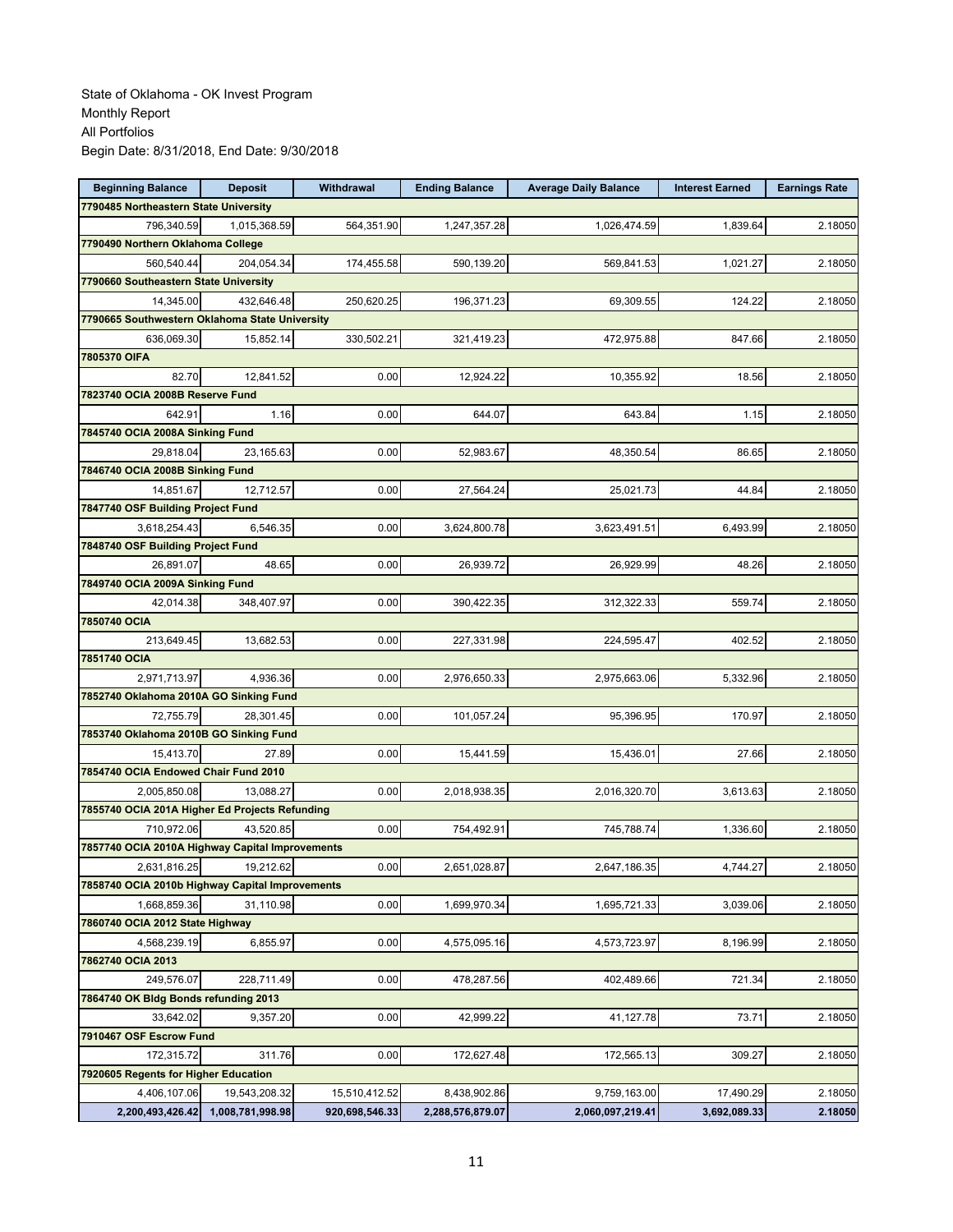State of Oklahoma - OK Invest Program
Monthly Report
All Portfolios
Begin Date: 8/31/2018, End Date: 9/30/2018

| Beginning Balance | Deposit | Withdrawal | Ending Balance | Average Daily Balance | Interest Earned | Earnings Rate |
|---|---|---|---|---|---|---|
| **7790485 Northeastern State University** | | | | | | |
| 796,340.59 | 1,015,368.59 | 564,351.90 | 1,247,357.28 | 1,026,474.59 | 1,839.64 | 2.18050 |
| **7790490 Northern Oklahoma College** | | | | | | |
| 560,540.44 | 204,054.34 | 174,455.58 | 590,139.20 | 569,841.53 | 1,021.27 | 2.18050 |
| **7790660 Southeastern State University** | | | | | | |
| 14,345.00 | 432,646.48 | 250,620.25 | 196,371.23 | 69,309.55 | 124.22 | 2.18050 |
| **7790665 Southwestern Oklahoma State University** | | | | | | |
| 636,069.30 | 15,852.14 | 330,502.21 | 321,419.23 | 472,975.88 | 847.66 | 2.18050 |
| **7805370 OIFA** | | | | | | |
| 82.70 | 12,841.52 | 0.00 | 12,924.22 | 10,355.92 | 18.56 | 2.18050 |
| **7823740 OCIA 2008B Reserve Fund** | | | | | | |
| 642.91 | 1.16 | 0.00 | 644.07 | 643.84 | 1.15 | 2.18050 |
| **7845740 OCIA 2008A Sinking Fund** | | | | | | |
| 29,818.04 | 23,165.63 | 0.00 | 52,983.67 | 48,350.54 | 86.65 | 2.18050 |
| **7846740 OCIA 2008B Sinking Fund** | | | | | | |
| 14,851.67 | 12,712.57 | 0.00 | 27,564.24 | 25,021.73 | 44.84 | 2.18050 |
| **7847740 OSF Building Project Fund** | | | | | | |
| 3,618,254.43 | 6,546.35 | 0.00 | 3,624,800.78 | 3,623,491.51 | 6,493.99 | 2.18050 |
| **7848740 OSF Building Project Fund** | | | | | | |
| 26,891.07 | 48.65 | 0.00 | 26,939.72 | 26,929.99 | 48.26 | 2.18050 |
| **7849740 OCIA 2009A Sinking Fund** | | | | | | |
| 42,014.38 | 348,407.97 | 0.00 | 390,422.35 | 312,322.33 | 559.74 | 2.18050 |
| **7850740 OCIA** | | | | | | |
| 213,649.45 | 13,682.53 | 0.00 | 227,331.98 | 224,595.47 | 402.52 | 2.18050 |
| **7851740 OCIA** | | | | | | |
| 2,971,713.97 | 4,936.36 | 0.00 | 2,976,650.33 | 2,975,663.06 | 5,332.96 | 2.18050 |
| **7852740 Oklahoma 2010A GO Sinking Fund** | | | | | | |
| 72,755.79 | 28,301.45 | 0.00 | 101,057.24 | 95,396.95 | 170.97 | 2.18050 |
| **7853740 Oklahoma 2010B GO Sinking Fund** | | | | | | |
| 15,413.70 | 27.89 | 0.00 | 15,441.59 | 15,436.01 | 27.66 | 2.18050 |
| **7854740 OCIA Endowed Chair Fund 2010** | | | | | | |
| 2,005,850.08 | 13,088.27 | 0.00 | 2,018,938.35 | 2,016,320.70 | 3,613.63 | 2.18050 |
| **7855740 OCIA 201A Higher Ed Projects Refunding** | | | | | | |
| 710,972.06 | 43,520.85 | 0.00 | 754,492.91 | 745,788.74 | 1,336.60 | 2.18050 |
| **7857740 OCIA 2010A Highway Capital Improvements** | | | | | | |
| 2,631,816.25 | 19,212.62 | 0.00 | 2,651,028.87 | 2,647,186.35 | 4,744.27 | 2.18050 |
| **7858740 OCIA 2010b Highway Capital Improvements** | | | | | | |
| 1,668,859.36 | 31,110.98 | 0.00 | 1,699,970.34 | 1,695,721.33 | 3,039.06 | 2.18050 |
| **7860740 OCIA 2012 State Highway** | | | | | | |
| 4,568,239.19 | 6,855.97 | 0.00 | 4,575,095.16 | 4,573,723.97 | 8,196.99 | 2.18050 |
| **7862740 OCIA 2013** | | | | | | |
| 249,576.07 | 228,711.49 | 0.00 | 478,287.56 | 402,489.66 | 721.34 | 2.18050 |
| **7864740 OK Bldg Bonds refunding 2013** | | | | | | |
| 33,642.02 | 9,357.20 | 0.00 | 42,999.22 | 41,127.78 | 73.71 | 2.18050 |
| **7910467 OSF Escrow Fund** | | | | | | |
| 172,315.72 | 311.76 | 0.00 | 172,627.48 | 172,565.13 | 309.27 | 2.18050 |
| **7920605 Regents for Higher Education** | | | | | | |
| 4,406,107.06 | 19,543,208.32 | 15,510,412.52 | 8,438,902.86 | 9,759,163.00 | 17,490.29 | 2.18050 |
| **2,200,493,426.42** | **1,008,781,998.98** | **920,698,546.33** | **2,288,576,879.07** | **2,060,097,219.41** | **3,692,089.33** | **2.18050** |